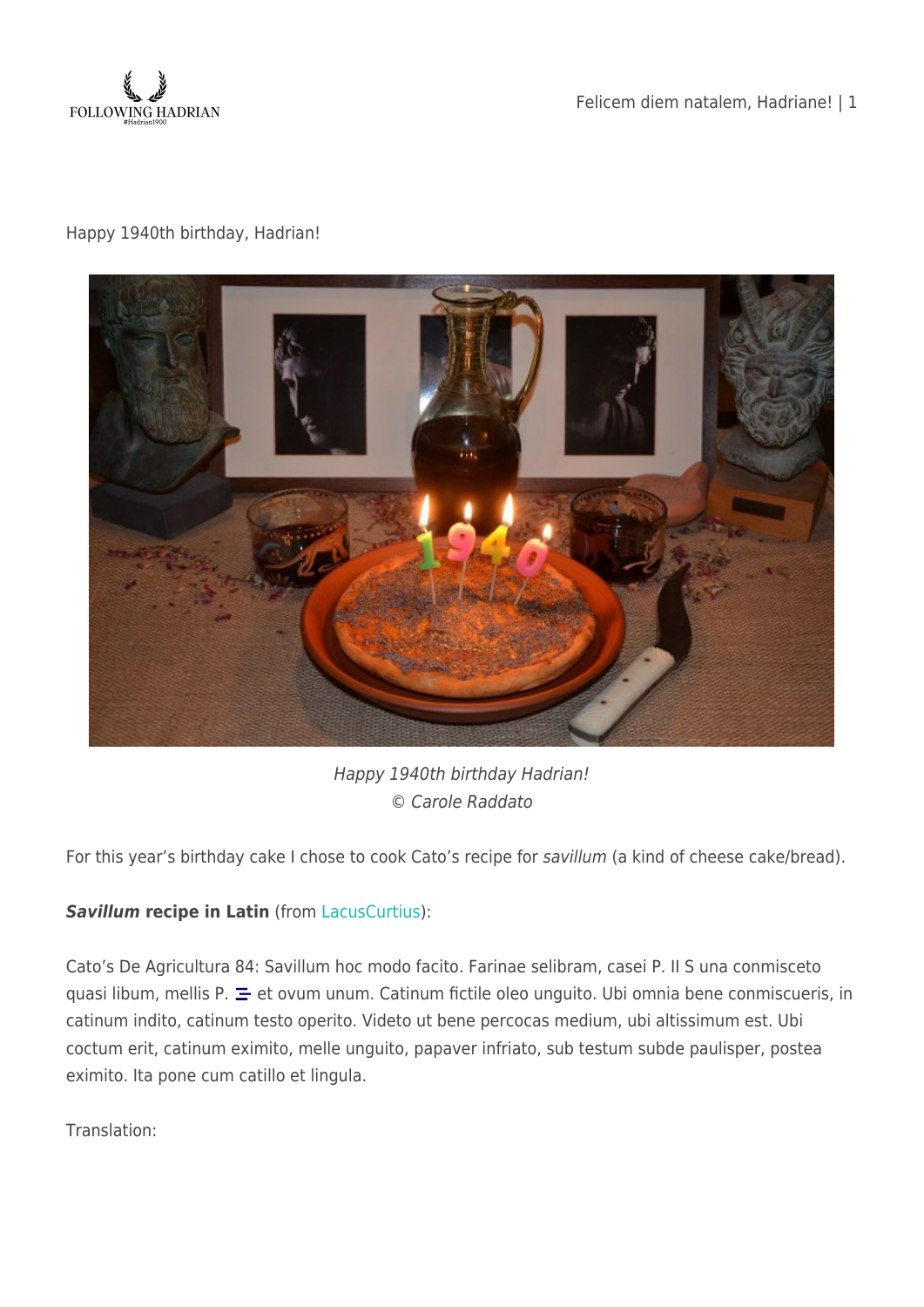Happy 1940th birthday, Hadrian!

*Happy 1940th birthday Hadrian!*
*© Carole Raddato*

For this year's birthday cake I chose to cook Cato's recipe for *savillum* (a kind of cheese cake/bread).

***Savillum* recipe in Latin** (from LacusCurtius):

Cato's De Agricultura 84: Savillum hoc modo facito. Farinae selibram, casei P. II S una conmisceto quasi libum, mellis P. ☰ et ovum unum. Catinum fictile oleo unguito. Ubi omnia bene conmiscueris, in catinum indito, catinum testo operito. Videto ut bene percocas medium, ubi altissimum est. Ubi coctum erit, catinum eximito, melle unguito, papaver infriato, sub testum subde paulisper, postea eximito. Ita pone cum catillo et lingula.

Translation: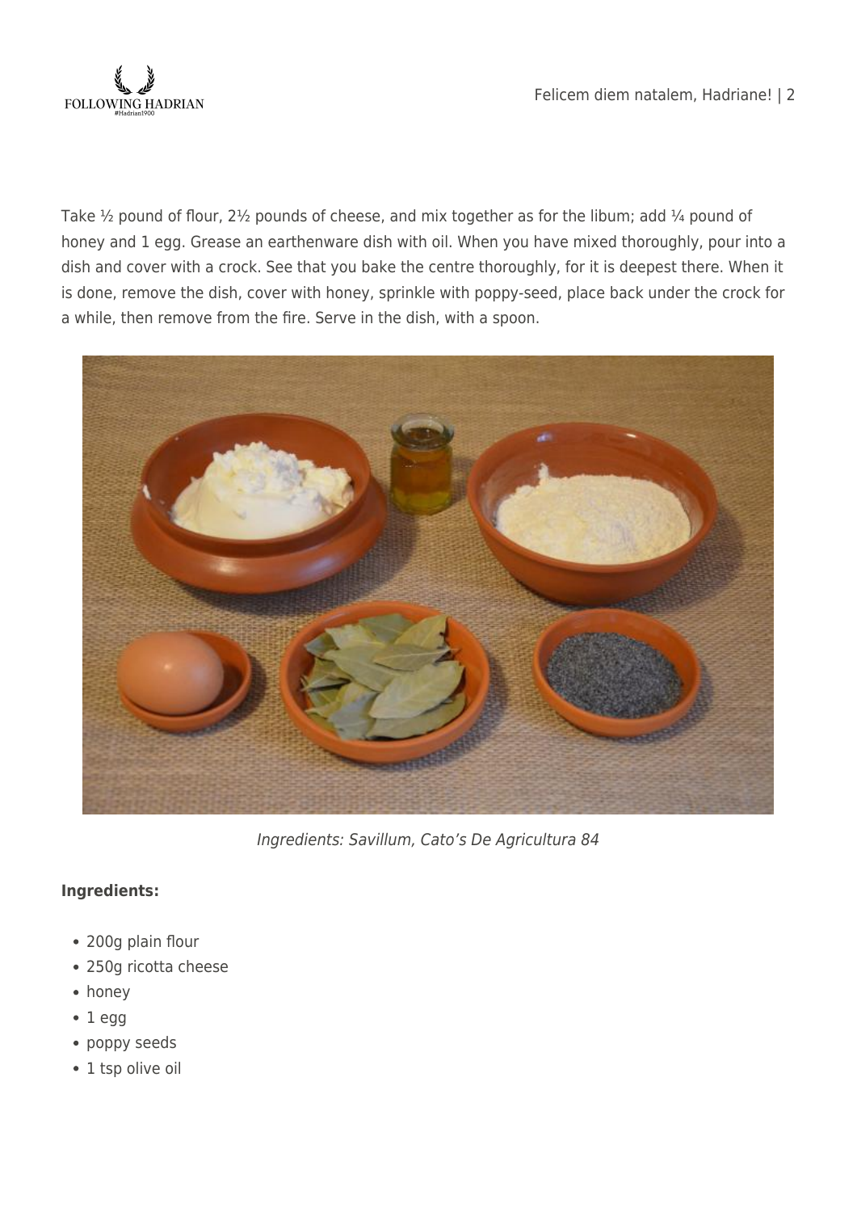Take ½ pound of flour, 2½ pounds of cheese, and mix together as for the libum; add ¼ pound of honey and 1 egg. Grease an earthenware dish with oil. When you have mixed thoroughly, pour into a dish and cover with a crock. See that you bake the centre thoroughly, for it is deepest there. When it is done, remove the dish, cover with honey, sprinkle with poppy-seed, place back under the crock for a while, then remove from the fire. Serve in the dish, with a spoon.

*Ingredients: Savillum, Cato's De Agricultura 84*

**Ingredients:**

- 200g plain flour
- 250g ricotta cheese
- honey
- 1 egg
- poppy seeds
- 1 tsp olive oil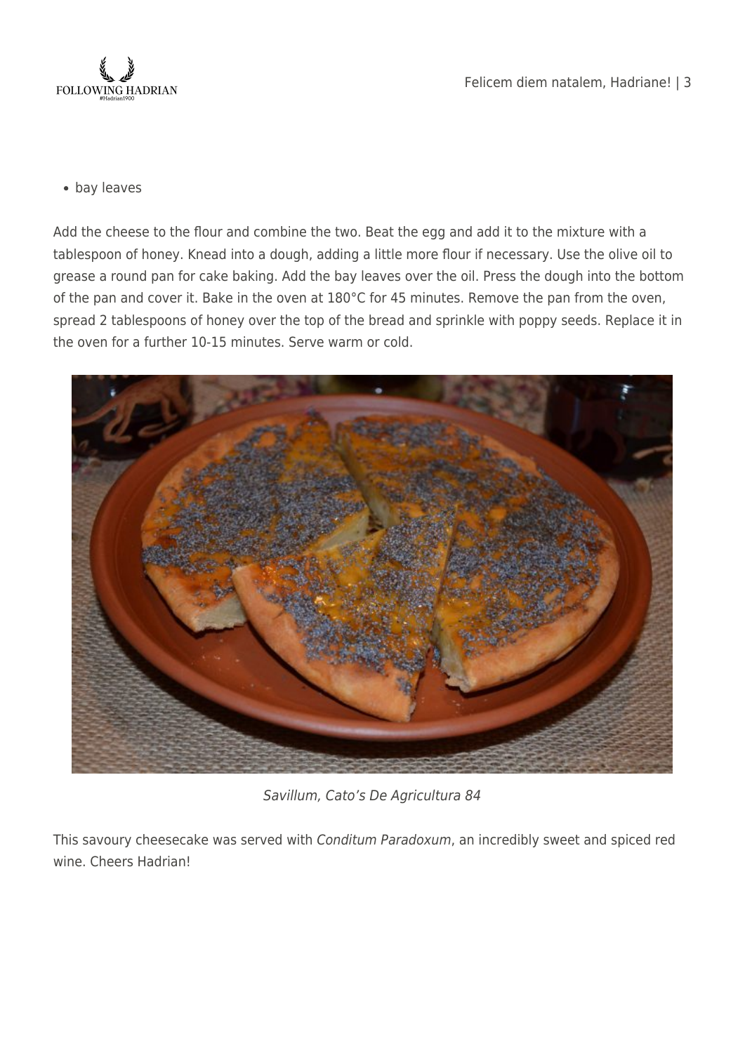- bay leaves

Add the cheese to the flour and combine the two. Beat the egg and add it to the mixture with a tablespoon of honey. Knead into a dough, adding a little more flour if necessary. Use the olive oil to grease a round pan for cake baking. Add the bay leaves over the oil. Press the dough into the bottom of the pan and cover it. Bake in the oven at 180°C for 45 minutes. Remove the pan from the oven, spread 2 tablespoons of honey over the top of the bread and sprinkle with poppy seeds. Replace it in the oven for a further 10-15 minutes. Serve warm or cold.

*Savillum, Cato's De Agricultura 84*

This savoury cheesecake was served with *Conditum Paradoxum*, an incredibly sweet and spiced red wine. Cheers Hadrian!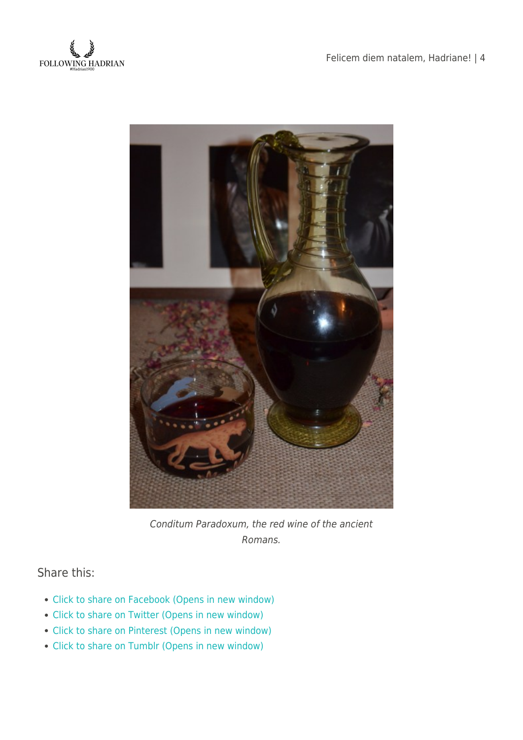*Conditum Paradoxum, the red wine of the ancient Romans.*

Share this:

- Click to share on Facebook (Opens in new window)
- Click to share on Twitter (Opens in new window)
- Click to share on Pinterest (Opens in new window)
- Click to share on Tumblr (Opens in new window)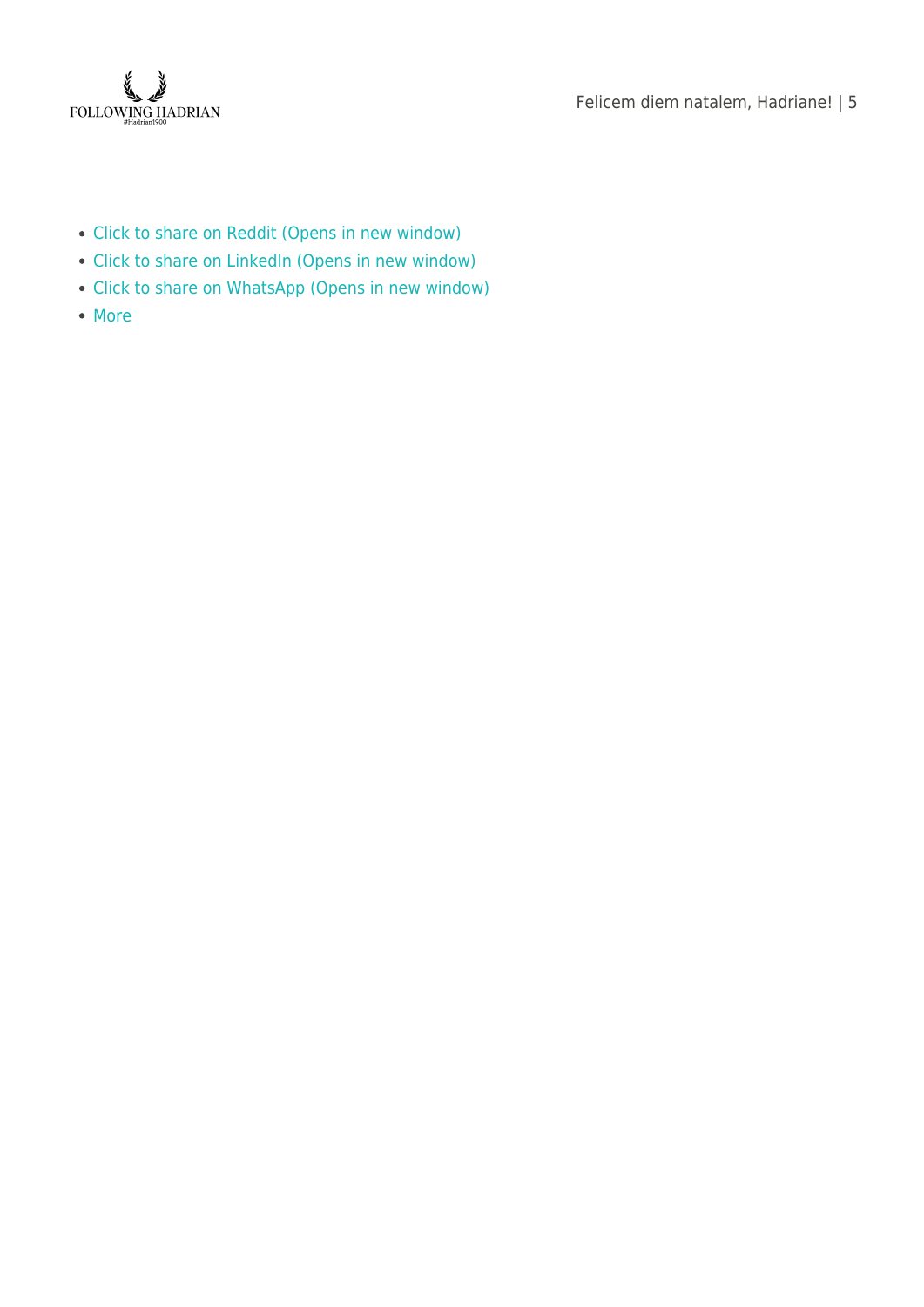- Click to share on Reddit (Opens in new window)
- Click to share on LinkedIn (Opens in new window)
- Click to share on WhatsApp (Opens in new window)
- More